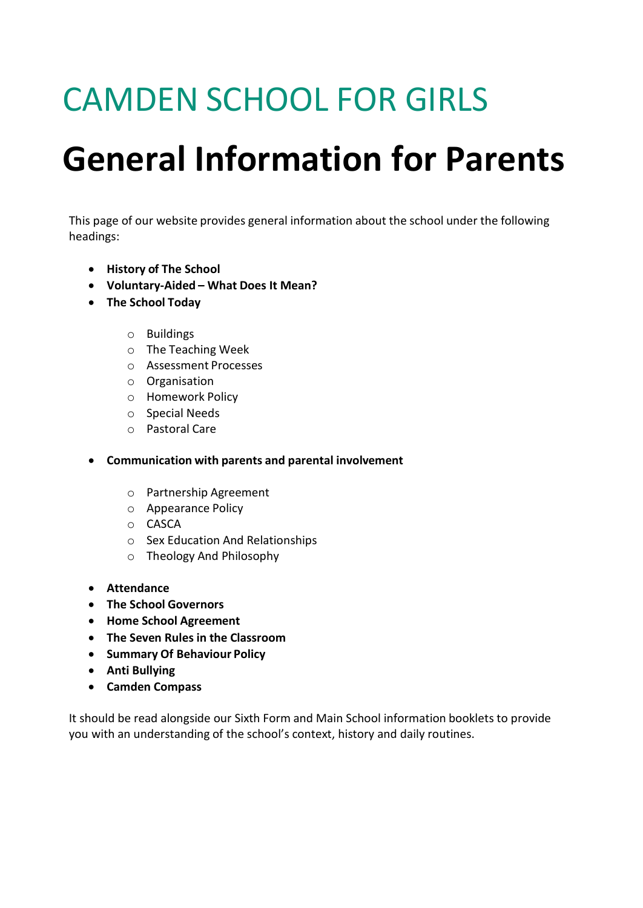# CAMDEN SCHOOL FOR GIRLS

# General Information for Parents

This page of our website provides general information about the school under the following headings:

- **History of The School**
- **Voluntary-Aided – What Does It Mean?**
- **The School Today**
    - Buildings
    - The Teaching Week
    - Assessment Processes
    - Organisation
    - Homework Policy
    - Special Needs
    - Pastoral Care
- **Communication with parents and parental involvement**
    - Partnership Agreement
    - Appearance Policy
    - CASCA
    - Sex Education And Relationships
    - Theology And Philosophy
- **Attendance**
- **The School Governors**
- **Home School Agreement**
- **The Seven Rules in the Classroom**
- **Summary Of Behaviour Policy**
- **Anti Bullying**
- **Camden Compass**

It should be read alongside our Sixth Form and Main School information booklets to provide you with an understanding of the school's context, history and daily routines.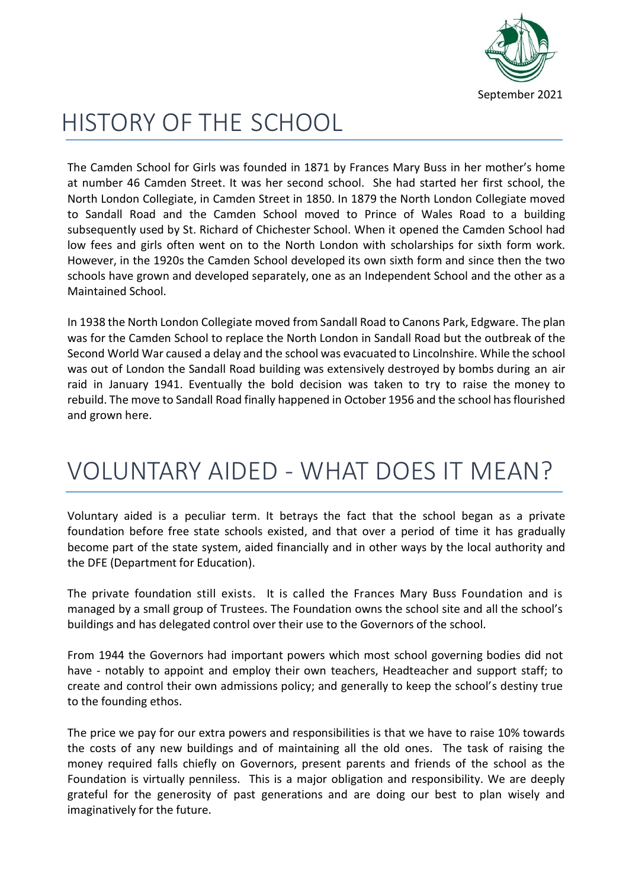September 2021

# HISTORY OF THE SCHOOL

The Camden School for Girls was founded in 1871 by Frances Mary Buss in her mother's home at number 46 Camden Street. It was her second school. She had started her first school, the North London Collegiate, in Camden Street in 1850. In 1879 the North London Collegiate moved to Sandall Road and the Camden School moved to Prince of Wales Road to a building subsequently used by St. Richard of Chichester School. When it opened the Camden School had low fees and girls often went on to the North London with scholarships for sixth form work. However, in the 1920s the Camden School developed its own sixth form and since then the two schools have grown and developed separately, one as an Independent School and the other as a Maintained School.

In 1938 the North London Collegiate moved from Sandall Road to Canons Park, Edgware. The plan was for the Camden School to replace the North London in Sandall Road but the outbreak of the Second World War caused a delay and the school was evacuated to Lincolnshire. While the school was out of London the Sandall Road building was extensively destroyed by bombs during an air raid in January 1941. Eventually the bold decision was taken to try to raise the money to rebuild. The move to Sandall Road finally happened in October 1956 and the school has flourished and grown here.

# VOLUNTARY AIDED - WHAT DOES IT MEAN?

Voluntary aided is a peculiar term. It betrays the fact that the school began as a private foundation before free state schools existed, and that over a period of time it has gradually become part of the state system, aided financially and in other ways by the local authority and the DFE (Department for Education).

The private foundation still exists. It is called the Frances Mary Buss Foundation and is managed by a small group of Trustees. The Foundation owns the school site and all the school's buildings and has delegated control over their use to the Governors of the school.

From 1944 the Governors had important powers which most school governing bodies did not have - notably to appoint and employ their own teachers, Headteacher and support staff; to create and control their own admissions policy; and generally to keep the school's destiny true to the founding ethos.

The price we pay for our extra powers and responsibilities is that we have to raise 10% towards the costs of any new buildings and of maintaining all the old ones. The task of raising the money required falls chiefly on Governors, present parents and friends of the school as the Foundation is virtually penniless. This is a major obligation and responsibility. We are deeply grateful for the generosity of past generations and are doing our best to plan wisely and imaginatively for the future.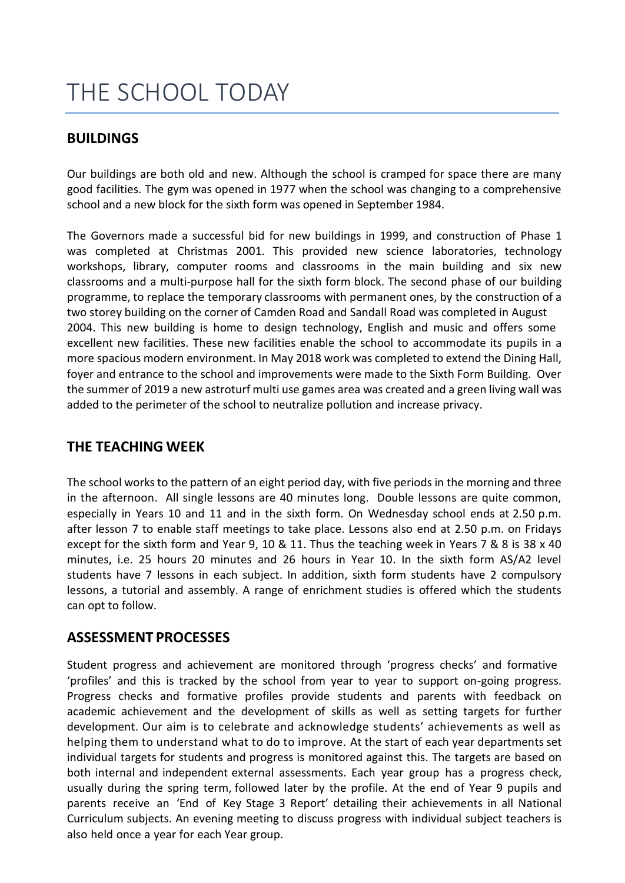# THE SCHOOL TODAY

## BUILDINGS

Our buildings are both old and new. Although the school is cramped for space there are many good facilities. The gym was opened in 1977 when the school was changing to a comprehensive school and a new block for the sixth form was opened in September 1984.

The Governors made a successful bid for new buildings in 1999, and construction of Phase 1 was completed at Christmas 2001. This provided new science laboratories, technology workshops, library, computer rooms and classrooms in the main building and six new classrooms and a multi-purpose hall for the sixth form block. The second phase of our building programme, to replace the temporary classrooms with permanent ones, by the construction of a two storey building on the corner of Camden Road and Sandall Road was completed in August 2004. This new building is home to design technology, English and music and offers some excellent new facilities. These new facilities enable the school to accommodate its pupils in a more spacious modern environment. In May 2018 work was completed to extend the Dining Hall, foyer and entrance to the school and improvements were made to the Sixth Form Building. Over the summer of 2019 a new astroturf multi use games area was created and a green living wall was added to the perimeter of the school to neutralize pollution and increase privacy.

## THE TEACHING WEEK

The school works to the pattern of an eight period day, with five periods in the morning and three in the afternoon. All single lessons are 40 minutes long. Double lessons are quite common, especially in Years 10 and 11 and in the sixth form. On Wednesday school ends at 2.50 p.m. after lesson 7 to enable staff meetings to take place. Lessons also end at 2.50 p.m. on Fridays except for the sixth form and Year 9, 10 & 11. Thus the teaching week in Years 7 & 8 is 38 x 40 minutes, i.e. 25 hours 20 minutes and 26 hours in Year 10. In the sixth form AS/A2 level students have 7 lessons in each subject. In addition, sixth form students have 2 compulsory lessons, a tutorial and assembly. A range of enrichment studies is offered which the students can opt to follow.

## ASSESSMENT PROCESSES

Student progress and achievement are monitored through 'progress checks' and formative 'profiles' and this is tracked by the school from year to year to support on-going progress. Progress checks and formative profiles provide students and parents with feedback on academic achievement and the development of skills as well as setting targets for further development. Our aim is to celebrate and acknowledge students' achievements as well as helping them to understand what to do to improve. At the start of each year departments set individual targets for students and progress is monitored against this. The targets are based on both internal and independent external assessments. Each year group has a progress check, usually during the spring term, followed later by the profile. At the end of Year 9 pupils and parents receive an 'End of Key Stage 3 Report' detailing their achievements in all National Curriculum subjects. An evening meeting to discuss progress with individual subject teachers is also held once a year for each Year group.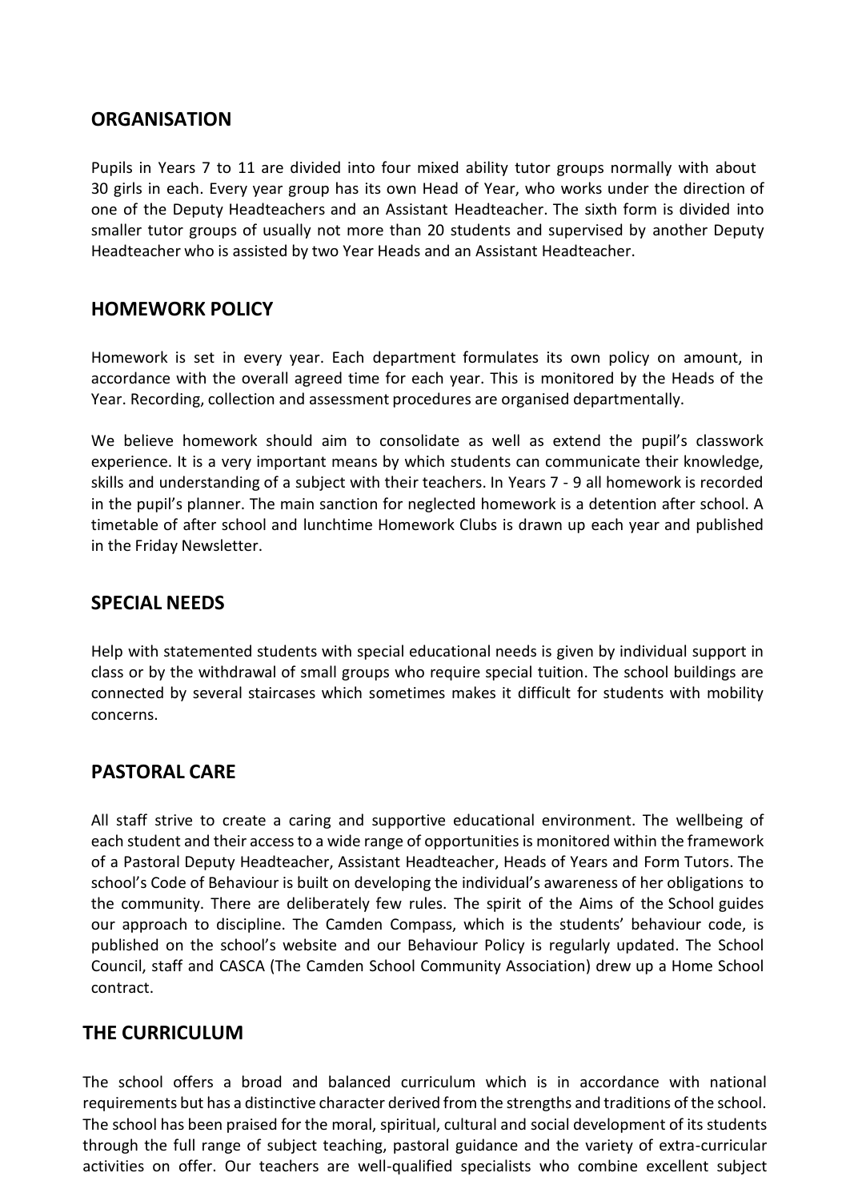## ORGANISATION

Pupils in Years 7 to 11 are divided into four mixed ability tutor groups normally with about 30 girls in each. Every year group has its own Head of Year, who works under the direction of one of the Deputy Headteachers and an Assistant Headteacher. The sixth form is divided into smaller tutor groups of usually not more than 20 students and supervised by another Deputy Headteacher who is assisted by two Year Heads and an Assistant Headteacher.

## HOMEWORK POLICY

Homework is set in every year. Each department formulates its own policy on amount, in accordance with the overall agreed time for each year. This is monitored by the Heads of the Year. Recording, collection and assessment procedures are organised departmentally.

We believe homework should aim to consolidate as well as extend the pupil's classwork experience. It is a very important means by which students can communicate their knowledge, skills and understanding of a subject with their teachers. In Years 7 - 9 all homework is recorded in the pupil's planner. The main sanction for neglected homework is a detention after school. A timetable of after school and lunchtime Homework Clubs is drawn up each year and published in the Friday Newsletter.

## SPECIAL NEEDS

Help with statemented students with special educational needs is given by individual support in class or by the withdrawal of small groups who require special tuition. The school buildings are connected by several staircases which sometimes makes it difficult for students with mobility concerns.

## PASTORAL CARE

All staff strive to create a caring and supportive educational environment. The wellbeing of each student and their access to a wide range of opportunities is monitored within the framework of a Pastoral Deputy Headteacher, Assistant Headteacher, Heads of Years and Form Tutors. The school's Code of Behaviour is built on developing the individual's awareness of her obligations to the community. There are deliberately few rules. The spirit of the Aims of the School guides our approach to discipline. The Camden Compass, which is the students' behaviour code, is published on the school's website and our Behaviour Policy is regularly updated. The School Council, staff and CASCA (The Camden School Community Association) drew up a Home School contract.

## THE CURRICULUM

The school offers a broad and balanced curriculum which is in accordance with national requirements but has a distinctive character derived from the strengths and traditions of the school. The school has been praised for the moral, spiritual, cultural and social development of its students through the full range of subject teaching, pastoral guidance and the variety of extra-curricular activities on offer. Our teachers are well-qualified specialists who combine excellent subject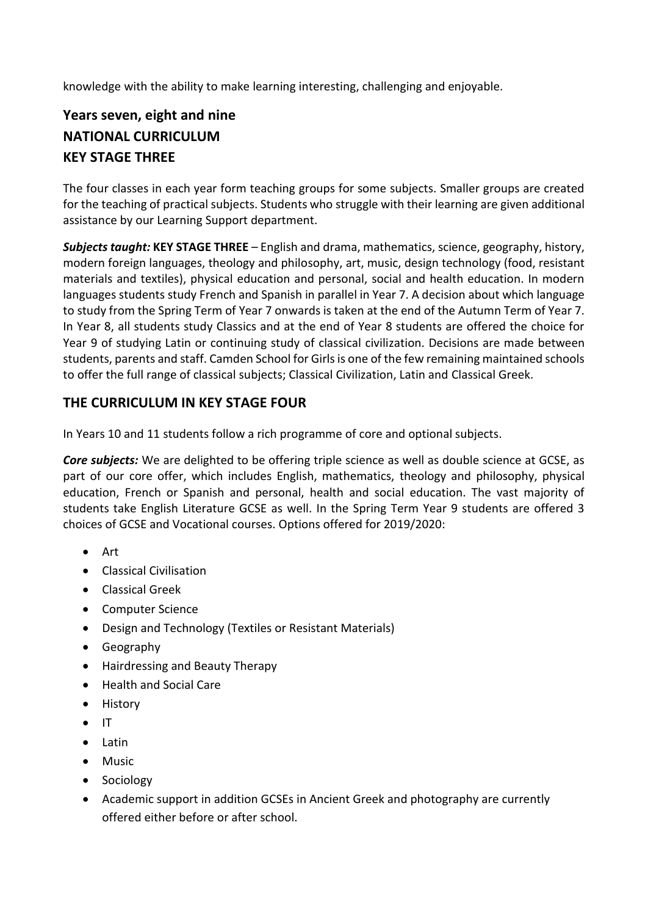knowledge with the ability to make learning interesting, challenging and enjoyable.

## Years seven, eight and nine
## NATIONAL CURRICULUM
## KEY STAGE THREE

The four classes in each year form teaching groups for some subjects. Smaller groups are created for the teaching of practical subjects. Students who struggle with their learning are given additional assistance by our Learning Support department.

***Subjects taught:*** **KEY STAGE THREE** – English and drama, mathematics, science, geography, history, modern foreign languages, theology and philosophy, art, music, design technology (food, resistant materials and textiles), physical education and personal, social and health education. In modern languages students study French and Spanish in parallel in Year 7. A decision about which language to study from the Spring Term of Year 7 onwards is taken at the end of the Autumn Term of Year 7. In Year 8, all students study Classics and at the end of Year 8 students are offered the choice for Year 9 of studying Latin or continuing study of classical civilization. Decisions are made between students, parents and staff. Camden School for Girls is one of the few remaining maintained schools to offer the full range of classical subjects; Classical Civilization, Latin and Classical Greek.

## THE CURRICULUM IN KEY STAGE FOUR

In Years 10 and 11 students follow a rich programme of core and optional subjects.

***Core subjects:*** We are delighted to be offering triple science as well as double science at GCSE, as part of our core offer, which includes English, mathematics, theology and philosophy, physical education, French or Spanish and personal, health and social education. The vast majority of students take English Literature GCSE as well. In the Spring Term Year 9 students are offered 3 choices of GCSE and Vocational courses. Options offered for 2019/2020:

- Art
- Classical Civilisation
- Classical Greek
- Computer Science
- Design and Technology (Textiles or Resistant Materials)
- Geography
- Hairdressing and Beauty Therapy
- Health and Social Care
- History
- IT
- Latin
- Music
- Sociology
- Academic support in addition GCSEs in Ancient Greek and photography are currently offered either before or after school.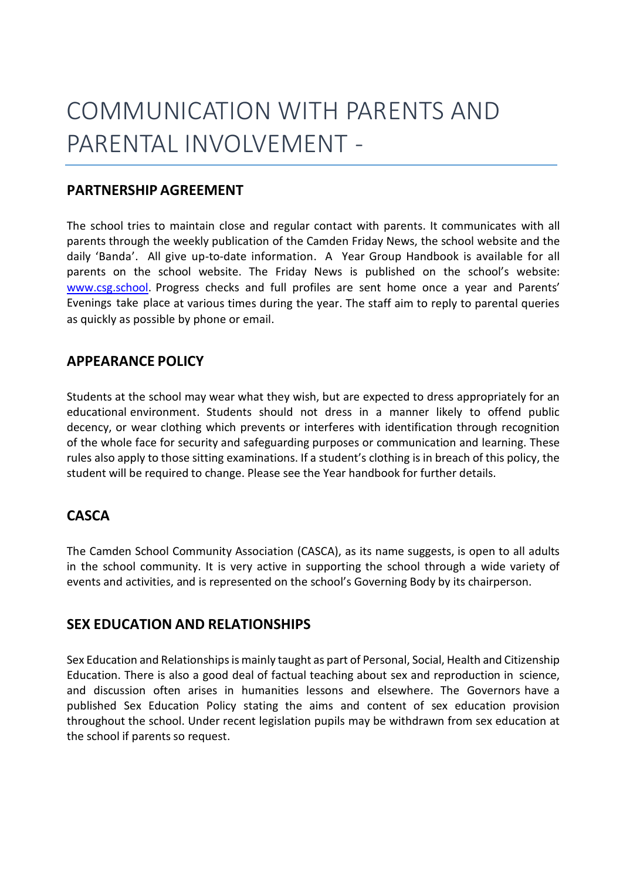# COMMUNICATION WITH PARENTS AND PARENTAL INVOLVEMENT -

## PARTNERSHIP AGREEMENT

The school tries to maintain close and regular contact with parents. It communicates with all parents through the weekly publication of the Camden Friday News, the school website and the daily 'Banda'. All give up-to-date information. A Year Group Handbook is available for all parents on the school website. The Friday News is published on the school's website: [www.csg.school](http://www.csg.school). Progress checks and full profiles are sent home once a year and Parents' Evenings take place at various times during the year. The staff aim to reply to parental queries as quickly as possible by phone or email.

## APPEARANCE POLICY

Students at the school may wear what they wish, but are expected to dress appropriately for an educational environment. Students should not dress in a manner likely to offend public decency, or wear clothing which prevents or interferes with identification through recognition of the whole face for security and safeguarding purposes or communication and learning. These rules also apply to those sitting examinations. If a student's clothing is in breach of this policy, the student will be required to change. Please see the Year handbook for further details.

## CASCA

The Camden School Community Association (CASCA), as its name suggests, is open to all adults in the school community. It is very active in supporting the school through a wide variety of events and activities, and is represented on the school's Governing Body by its chairperson.

## SEX EDUCATION AND RELATIONSHIPS

Sex Education and Relationships is mainly taught as part of Personal, Social, Health and Citizenship Education. There is also a good deal of factual teaching about sex and reproduction in science, and discussion often arises in humanities lessons and elsewhere. The Governors have a published Sex Education Policy stating the aims and content of sex education provision throughout the school. Under recent legislation pupils may be withdrawn from sex education at the school if parents so request.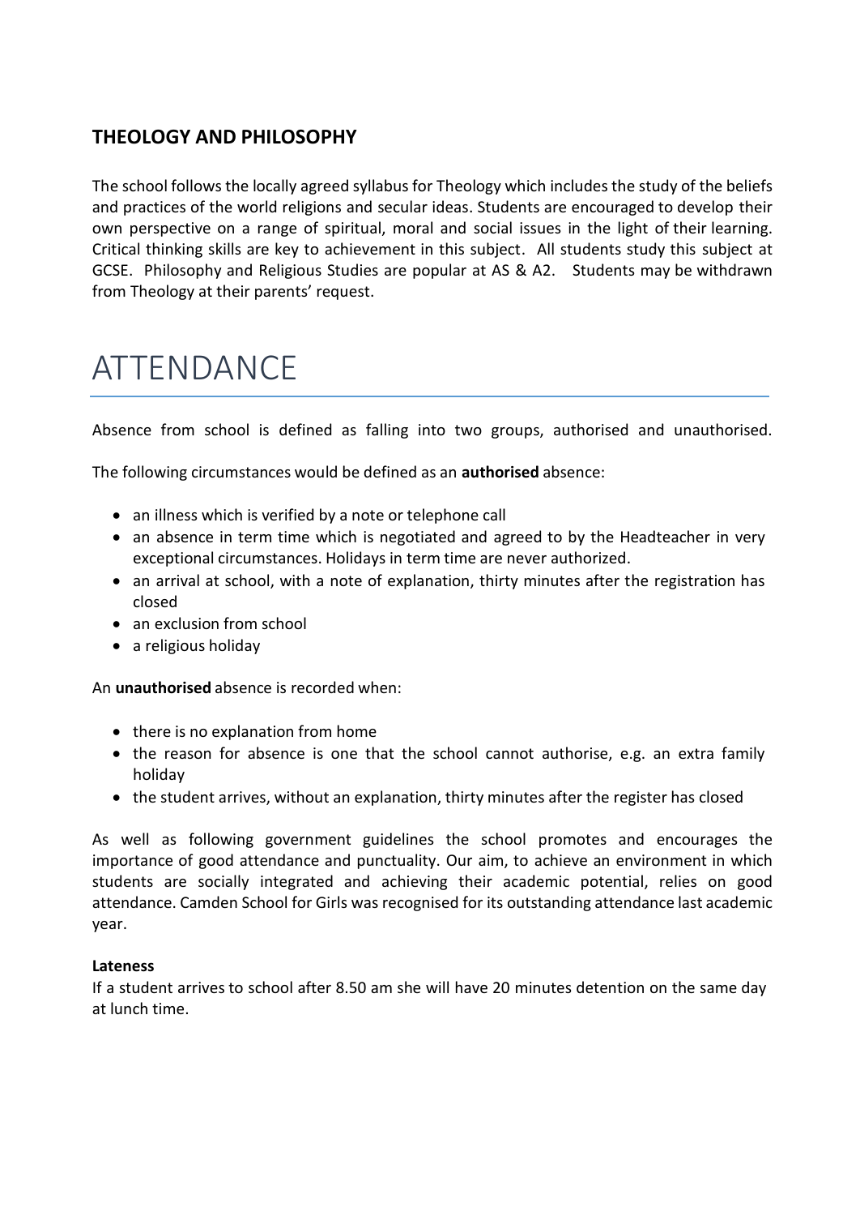## THEOLOGY AND PHILOSOPHY

The school follows the locally agreed syllabus for Theology which includes the study of the beliefs and practices of the world religions and secular ideas. Students are encouraged to develop their own perspective on a range of spiritual, moral and social issues in the light of their learning. Critical thinking skills are key to achievement in this subject. All students study this subject at GCSE. Philosophy and Religious Studies are popular at AS & A2. Students may be withdrawn from Theology at their parents' request.

# ATTENDANCE

Absence from school is defined as falling into two groups, authorised and unauthorised.

The following circumstances would be defined as an **authorised** absence:

- an illness which is verified by a note or telephone call
- an absence in term time which is negotiated and agreed to by the Headteacher in very exceptional circumstances. Holidays in term time are never authorized.
- an arrival at school, with a note of explanation, thirty minutes after the registration has closed
- an exclusion from school
- a religious holiday

An **unauthorised** absence is recorded when:

- there is no explanation from home
- the reason for absence is one that the school cannot authorise, e.g. an extra family holiday
- the student arrives, without an explanation, thirty minutes after the register has closed

As well as following government guidelines the school promotes and encourages the importance of good attendance and punctuality. Our aim, to achieve an environment in which students are socially integrated and achieving their academic potential, relies on good attendance. Camden School for Girls was recognised for its outstanding attendance last academic year.

**Lateness**

If a student arrives to school after 8.50 am she will have 20 minutes detention on the same day at lunch time.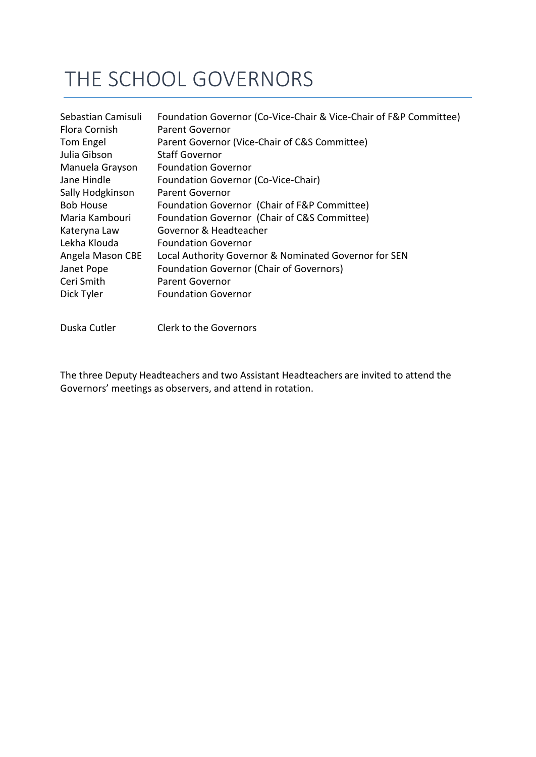# THE SCHOOL GOVERNORS

| | |
|---|---|
| Sebastian Camisuli | Foundation Governor (Co-Vice-Chair & Vice-Chair of F&P Committee) |
| Flora Cornish | Parent Governor |
| Tom Engel | Parent Governor (Vice-Chair of C&S Committee) |
| Julia Gibson | Staff Governor |
| Manuela Grayson | Foundation Governor |
| Jane Hindle | Foundation Governor (Co-Vice-Chair) |
| Sally Hodgkinson | Parent Governor |
| Bob House | Foundation Governor (Chair of F&P Committee) |
| Maria Kambouri | Foundation Governor (Chair of C&S Committee) |
| Kateryna Law | Governor & Headteacher |
| Lekha Klouda | Foundation Governor |
| Angela Mason CBE | Local Authority Governor & Nominated Governor for SEN |
| Janet Pope | Foundation Governor (Chair of Governors) |
| Ceri Smith | Parent Governor |
| Dick Tyler | Foundation Governor |

Duska Cutler — Clerk to the Governors

The three Deputy Headteachers and two Assistant Headteachers are invited to attend the Governors' meetings as observers, and attend in rotation.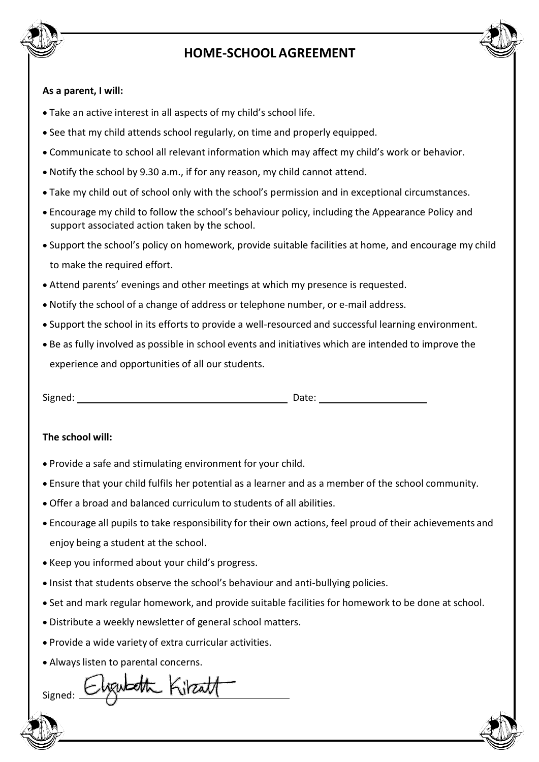# HOME-SCHOOL AGREEMENT

**As a parent, I will:**

- Take an active interest in all aspects of my child's school life.
- See that my child attends school regularly, on time and properly equipped.
- Communicate to school all relevant information which may affect my child's work or behavior.
- Notify the school by 9.30 a.m., if for any reason, my child cannot attend.
- Take my child out of school only with the school's permission and in exceptional circumstances.
- Encourage my child to follow the school's behaviour policy, including the Appearance Policy and support associated action taken by the school.
- Support the school's policy on homework, provide suitable facilities at home, and encourage my child to make the required effort.
- Attend parents' evenings and other meetings at which my presence is requested.
- Notify the school of a change of address or telephone number, or e-mail address.
- Support the school in its efforts to provide a well-resourced and successful learning environment.
- Be as fully involved as possible in school events and initiatives which are intended to improve the experience and opportunities of all our students.

Signed: ______________________ Date: ______________

**The school will:**

- Provide a safe and stimulating environment for your child.
- Ensure that your child fulfils her potential as a learner and as a member of the school community.
- Offer a broad and balanced curriculum to students of all abilities.
- Encourage all pupils to take responsibility for their own actions, feel proud of their achievements and enjoy being a student at the school.
- Keep you informed about your child's progress.
- Insist that students observe the school's behaviour and anti-bullying policies.
- Set and mark regular homework, and provide suitable facilities for homework to be done at school.
- Distribute a weekly newsletter of general school matters.
- Provide a wide variety of extra curricular activities.
- Always listen to parental concerns.

Signed: Elizabeth Kirzatt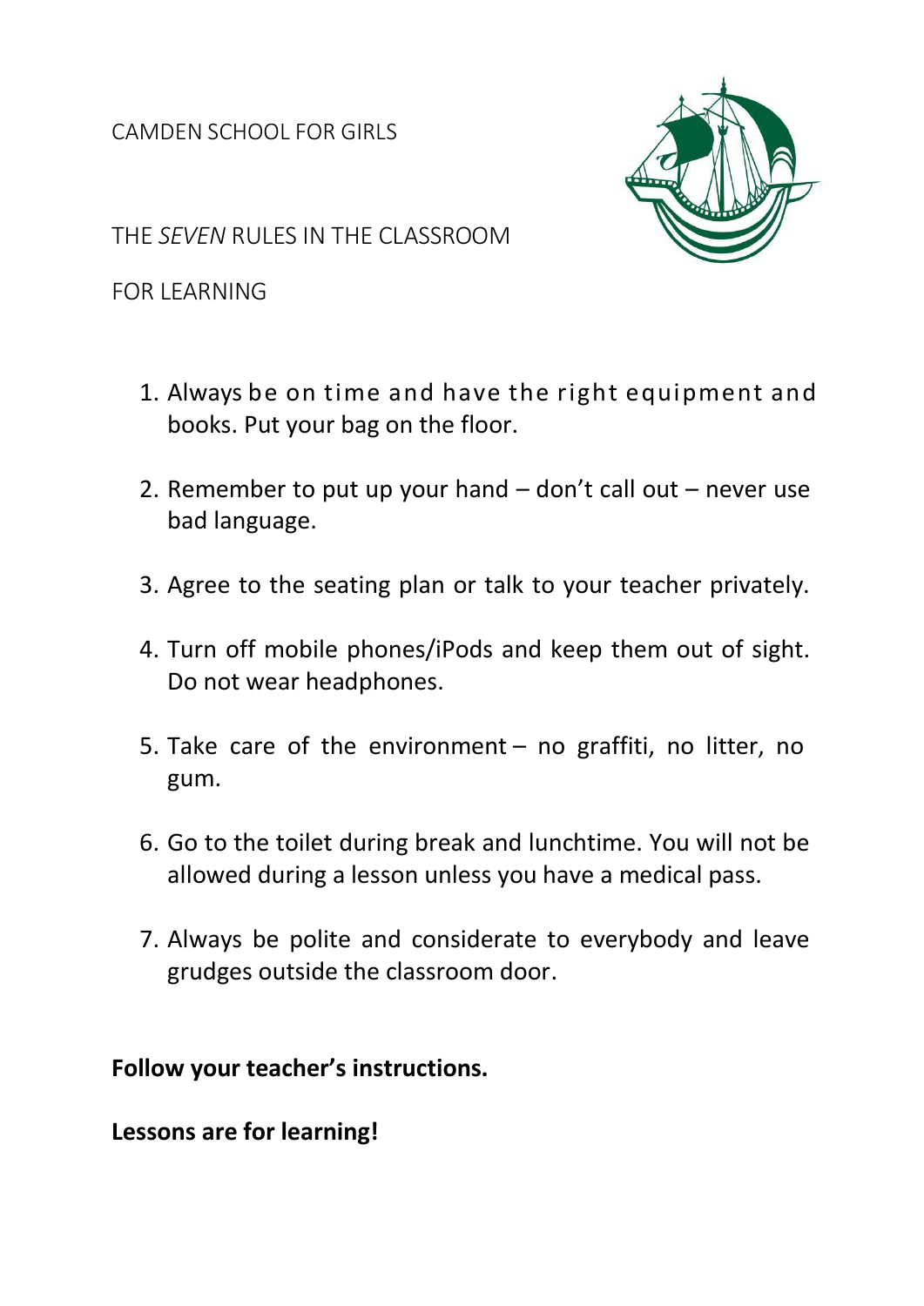CAMDEN SCHOOL FOR GIRLS

# THE *SEVEN* RULES IN THE CLASSROOM FOR LEARNING

1. Always be on time and have the right equipment and books. Put your bag on the floor.
2. Remember to put up your hand – don't call out – never use bad language.
3. Agree to the seating plan or talk to your teacher privately.
4. Turn off mobile phones/iPods and keep them out of sight. Do not wear headphones.
5. Take care of the environment – no graffiti, no litter, no gum.
6. Go to the toilet during break and lunchtime. You will not be allowed during a lesson unless you have a medical pass.
7. Always be polite and considerate to everybody and leave grudges outside the classroom door.

**Follow your teacher's instructions.**

**Lessons are for learning!**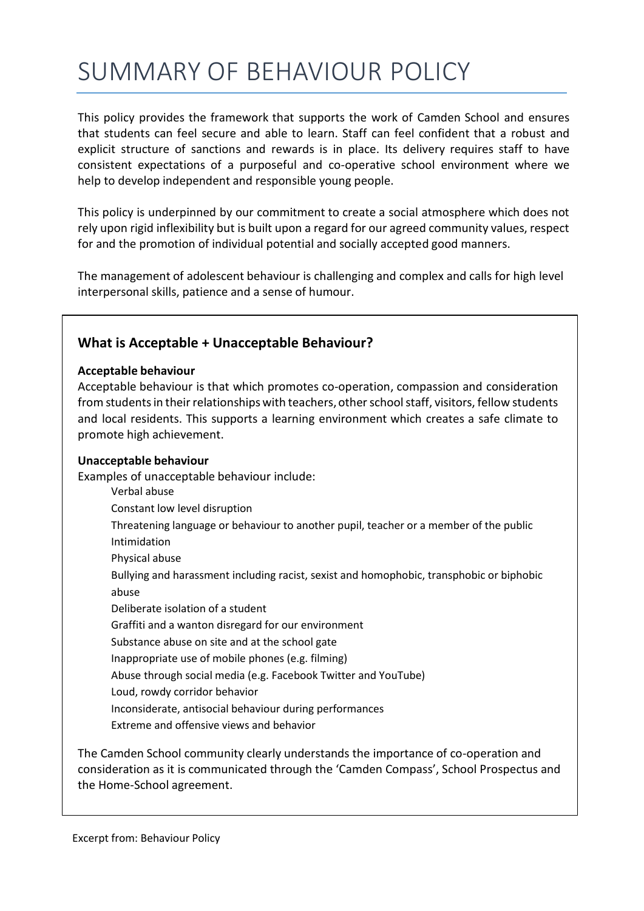# SUMMARY OF BEHAVIOUR POLICY

This policy provides the framework that supports the work of Camden School and ensures that students can feel secure and able to learn. Staff can feel confident that a robust and explicit structure of sanctions and rewards is in place. Its delivery requires staff to have consistent expectations of a purposeful and co-operative school environment where we help to develop independent and responsible young people.

This policy is underpinned by our commitment to create a social atmosphere which does not rely upon rigid inflexibility but is built upon a regard for our agreed community values, respect for and the promotion of individual potential and socially accepted good manners.

The management of adolescent behaviour is challenging and complex and calls for high level interpersonal skills, patience and a sense of humour.

## What is Acceptable + Unacceptable Behaviour?

**Acceptable behaviour**

Acceptable behaviour is that which promotes co-operation, compassion and consideration from students in their relationships with teachers, other school staff, visitors, fellow students and local residents. This supports a learning environment which creates a safe climate to promote high achievement.

**Unacceptable behaviour**

Examples of unacceptable behaviour include:

- Verbal abuse
- Constant low level disruption
- Threatening language or behaviour to another pupil, teacher or a member of the public
- Intimidation
- Physical abuse
- Bullying and harassment including racist, sexist and homophobic, transphobic or biphobic abuse
- Deliberate isolation of a student
- Graffiti and a wanton disregard for our environment
- Substance abuse on site and at the school gate
- Inappropriate use of mobile phones (e.g. filming)
- Abuse through social media (e.g. Facebook Twitter and YouTube)
- Loud, rowdy corridor behavior
- Inconsiderate, antisocial behaviour during performances
- Extreme and offensive views and behavior

The Camden School community clearly understands the importance of co-operation and consideration as it is communicated through the 'Camden Compass', School Prospectus and the Home-School agreement.

Excerpt from: Behaviour Policy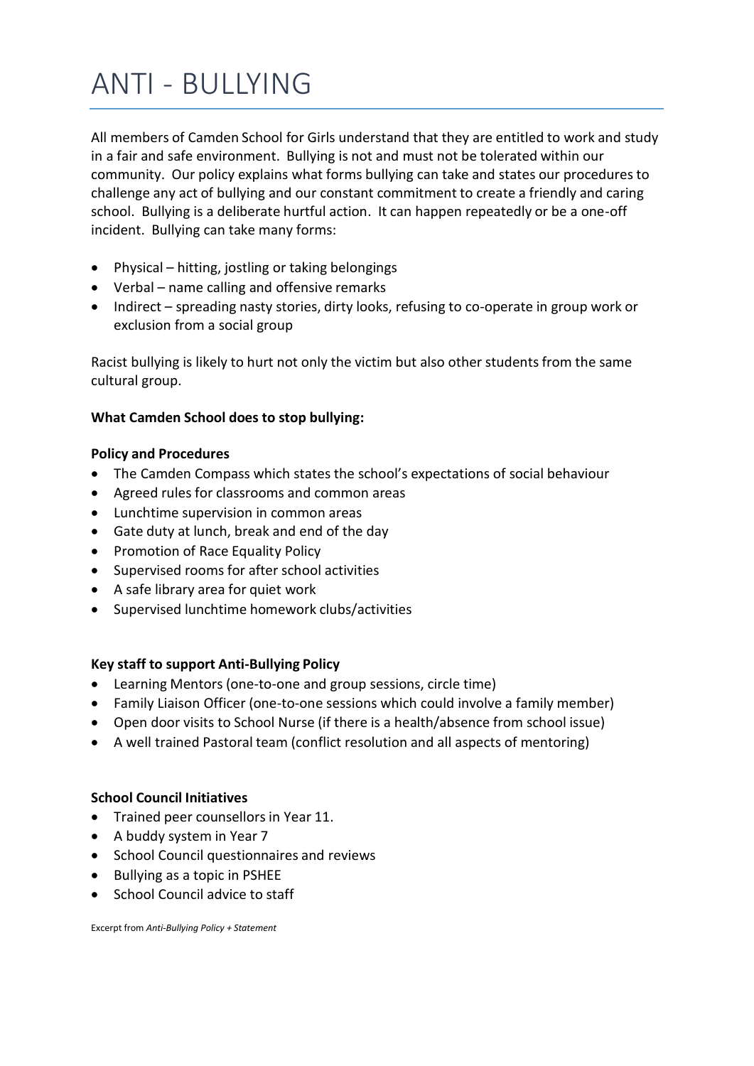# ANTI - BULLYING

All members of Camden School for Girls understand that they are entitled to work and study in a fair and safe environment. Bullying is not and must not be tolerated within our community. Our policy explains what forms bullying can take and states our procedures to challenge any act of bullying and our constant commitment to create a friendly and caring school. Bullying is a deliberate hurtful action. It can happen repeatedly or be a one-off incident. Bullying can take many forms:

- Physical – hitting, jostling or taking belongings
- Verbal – name calling and offensive remarks
- Indirect – spreading nasty stories, dirty looks, refusing to co-operate in group work or exclusion from a social group

Racist bullying is likely to hurt not only the victim but also other students from the same cultural group.

**What Camden School does to stop bullying:**

**Policy and Procedures**

- The Camden Compass which states the school's expectations of social behaviour
- Agreed rules for classrooms and common areas
- Lunchtime supervision in common areas
- Gate duty at lunch, break and end of the day
- Promotion of Race Equality Policy
- Supervised rooms for after school activities
- A safe library area for quiet work
- Supervised lunchtime homework clubs/activities

**Key staff to support Anti-Bullying Policy**

- Learning Mentors (one-to-one and group sessions, circle time)
- Family Liaison Officer (one-to-one sessions which could involve a family member)
- Open door visits to School Nurse (if there is a health/absence from school issue)
- A well trained Pastoral team (conflict resolution and all aspects of mentoring)

**School Council Initiatives**

- Trained peer counsellors in Year 11.
- A buddy system in Year 7
- School Council questionnaires and reviews
- Bullying as a topic in PSHEE
- School Council advice to staff

Excerpt from *Anti-Bullying Policy + Statement*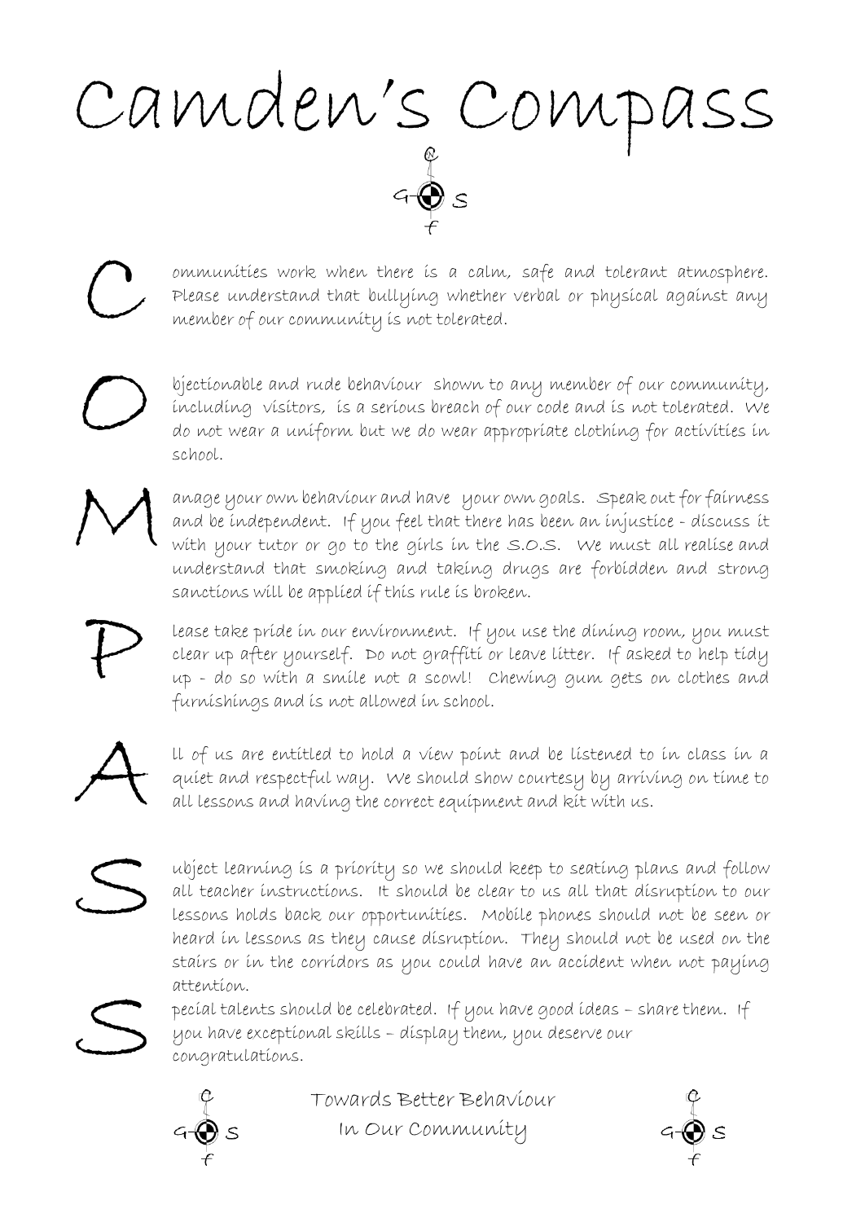# Camden's Compass

**C**ommunities work when there is a calm, safe and tolerant atmosphere. Please understand that bullying whether verbal or physical against any member of our community is not tolerated.

**O**bjectionable and rude behaviour shown to any member of our community, including visitors, is a serious breach of our code and is not tolerated. We do not wear a uniform but we do wear appropriate clothing for activities in school.

**M**anage your own behaviour and have your own goals. Speak out for fairness and be independent. If you feel that there has been an injustice - discuss it with your tutor or go to the girls in the S.O.S. We must all realise and understand that smoking and taking drugs are forbidden and strong sanctions will be applied if this rule is broken.

**P**lease take pride in our environment. If you use the dining room, you must clear up after yourself. Do not graffiti or leave litter. If asked to help tidy up - do so with a smile not a scowl! Chewing gum gets on clothes and furnishings and is not allowed in school.

**A**ll of us are entitled to hold a view point and be listened to in class in a quiet and respectful way. We should show courtesy by arriving on time to all lessons and having the correct equipment and kit with us.

**S**ubject learning is a priority so we should keep to seating plans and follow all teacher instructions. It should be clear to us all that disruption to our lessons holds back our opportunities. Mobile phones should not be seen or heard in lessons as they cause disruption. They should not be used on the stairs or in the corridors as you could have an accident when not paying attention.

**S**pecial talents should be celebrated. If you have good ideas – share them. If you have exceptional skills – display them, you deserve our congratulations.

Towards Better Behaviour
In Our Community